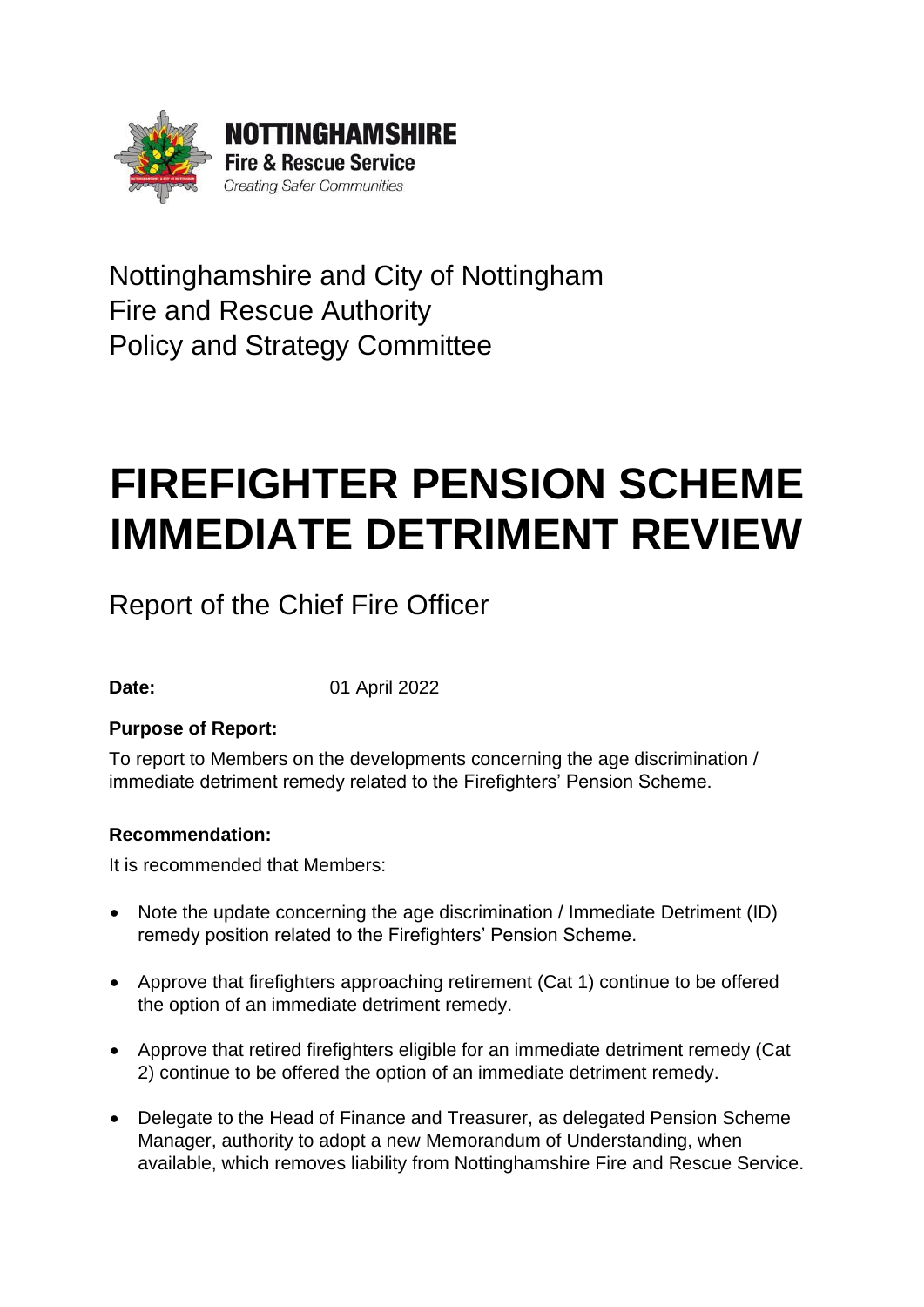NOTTINGHAMSHIRE
Fire & Rescue Service
*Creating Safer Communities*

Nottinghamshire and City of Nottingham
Fire and Rescue Authority
Policy and Strategy Committee

# FIREFIGHTER PENSION SCHEME IMMEDIATE DETRIMENT REVIEW

Report of the Chief Fire Officer

**Date:** 01 April 2022

**Purpose of Report:**

To report to Members on the developments concerning the age discrimination / immediate detriment remedy related to the Firefighters' Pension Scheme.

**Recommendation:**

It is recommended that Members:

- Note the update concerning the age discrimination / Immediate Detriment (ID) remedy position related to the Firefighters' Pension Scheme.
- Approve that firefighters approaching retirement (Cat 1) continue to be offered the option of an immediate detriment remedy.
- Approve that retired firefighters eligible for an immediate detriment remedy (Cat 2) continue to be offered the option of an immediate detriment remedy.
- Delegate to the Head of Finance and Treasurer, as delegated Pension Scheme Manager, authority to adopt a new Memorandum of Understanding, when available, which removes liability from Nottinghamshire Fire and Rescue Service.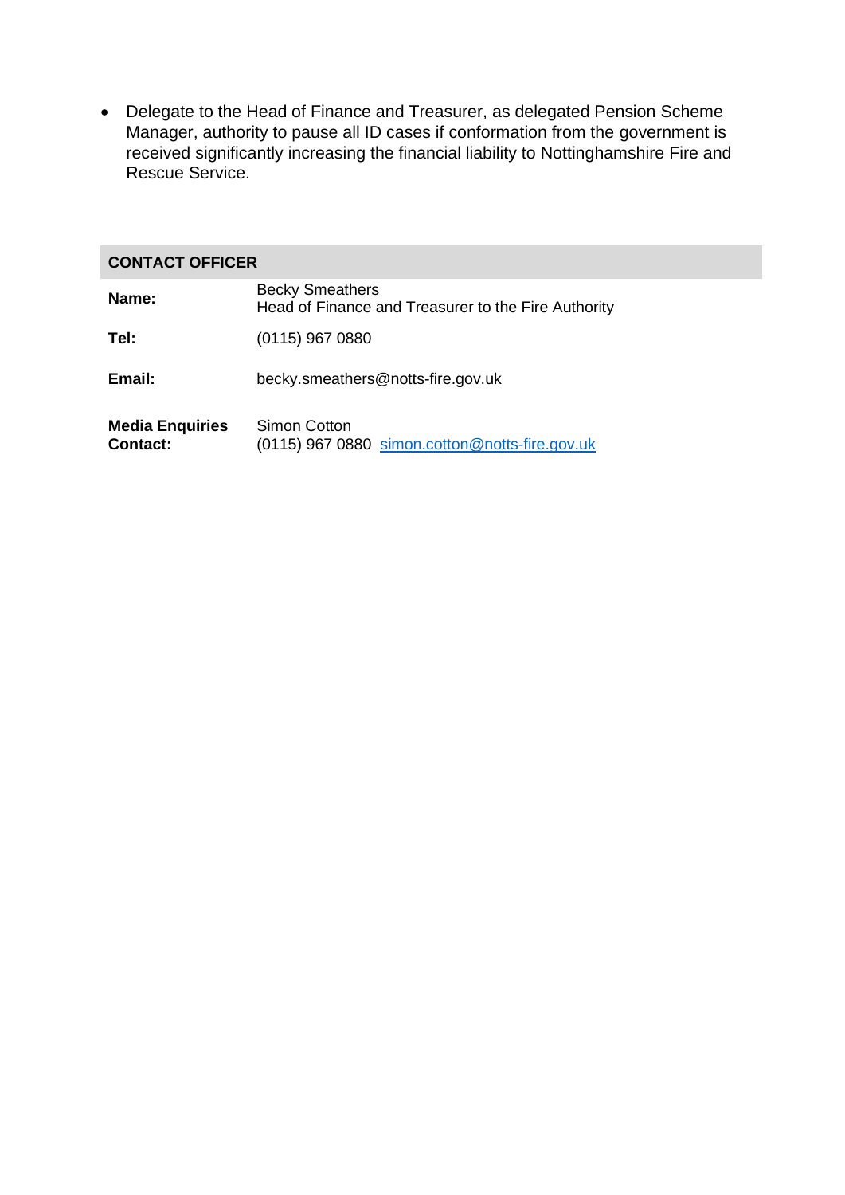- Delegate to the Head of Finance and Treasurer, as delegated Pension Scheme Manager, authority to pause all ID cases if conformation from the government is received significantly increasing the financial liability to Nottinghamshire Fire and Rescue Service.

| **CONTACT OFFICER** | |
|---|---|
| **Name:** | Becky Smeathers<br>Head of Finance and Treasurer to the Fire Authority |
| **Tel:** | (0115) 967 0880 |
| **Email:** | becky.smeathers@notts-fire.gov.uk |
| **Media Enquiries Contact:** | Simon Cotton<br>(0115) 967 0880 simon.cotton@notts-fire.gov.uk |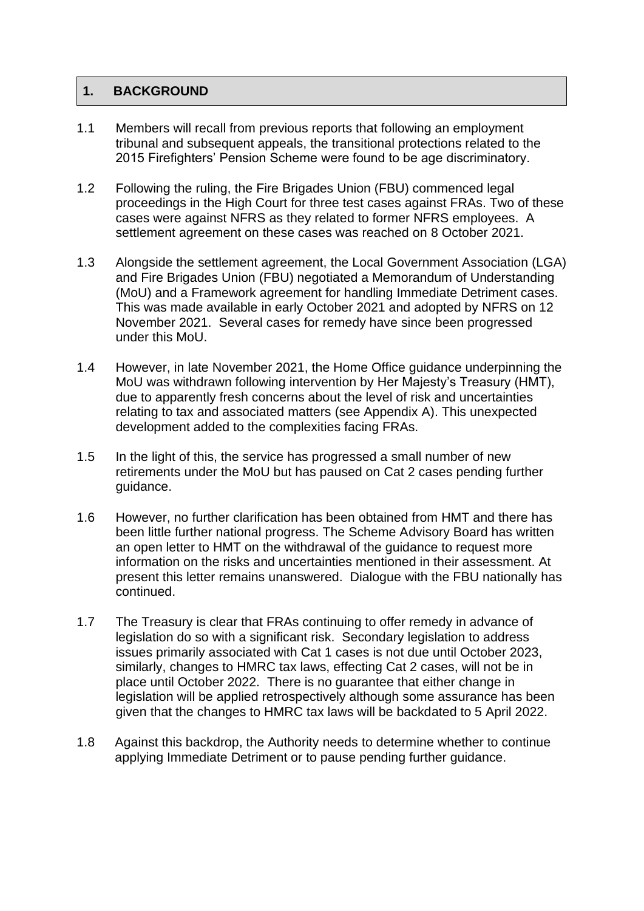## 1. BACKGROUND

1.1 Members will recall from previous reports that following an employment tribunal and subsequent appeals, the transitional protections related to the 2015 Firefighters' Pension Scheme were found to be age discriminatory.

1.2 Following the ruling, the Fire Brigades Union (FBU) commenced legal proceedings in the High Court for three test cases against FRAs. Two of these cases were against NFRS as they related to former NFRS employees. A settlement agreement on these cases was reached on 8 October 2021.

1.3 Alongside the settlement agreement, the Local Government Association (LGA) and Fire Brigades Union (FBU) negotiated a Memorandum of Understanding (MoU) and a Framework agreement for handling Immediate Detriment cases. This was made available in early October 2021 and adopted by NFRS on 12 November 2021. Several cases for remedy have since been progressed under this MoU.

1.4 However, in late November 2021, the Home Office guidance underpinning the MoU was withdrawn following intervention by Her Majesty's Treasury (HMT), due to apparently fresh concerns about the level of risk and uncertainties relating to tax and associated matters (see Appendix A). This unexpected development added to the complexities facing FRAs.

1.5 In the light of this, the service has progressed a small number of new retirements under the MoU but has paused on Cat 2 cases pending further guidance.

1.6 However, no further clarification has been obtained from HMT and there has been little further national progress. The Scheme Advisory Board has written an open letter to HMT on the withdrawal of the guidance to request more information on the risks and uncertainties mentioned in their assessment. At present this letter remains unanswered. Dialogue with the FBU nationally has continued.

1.7 The Treasury is clear that FRAs continuing to offer remedy in advance of legislation do so with a significant risk. Secondary legislation to address issues primarily associated with Cat 1 cases is not due until October 2023, similarly, changes to HMRC tax laws, effecting Cat 2 cases, will not be in place until October 2022. There is no guarantee that either change in legislation will be applied retrospectively although some assurance has been given that the changes to HMRC tax laws will be backdated to 5 April 2022.

1.8 Against this backdrop, the Authority needs to determine whether to continue applying Immediate Detriment or to pause pending further guidance.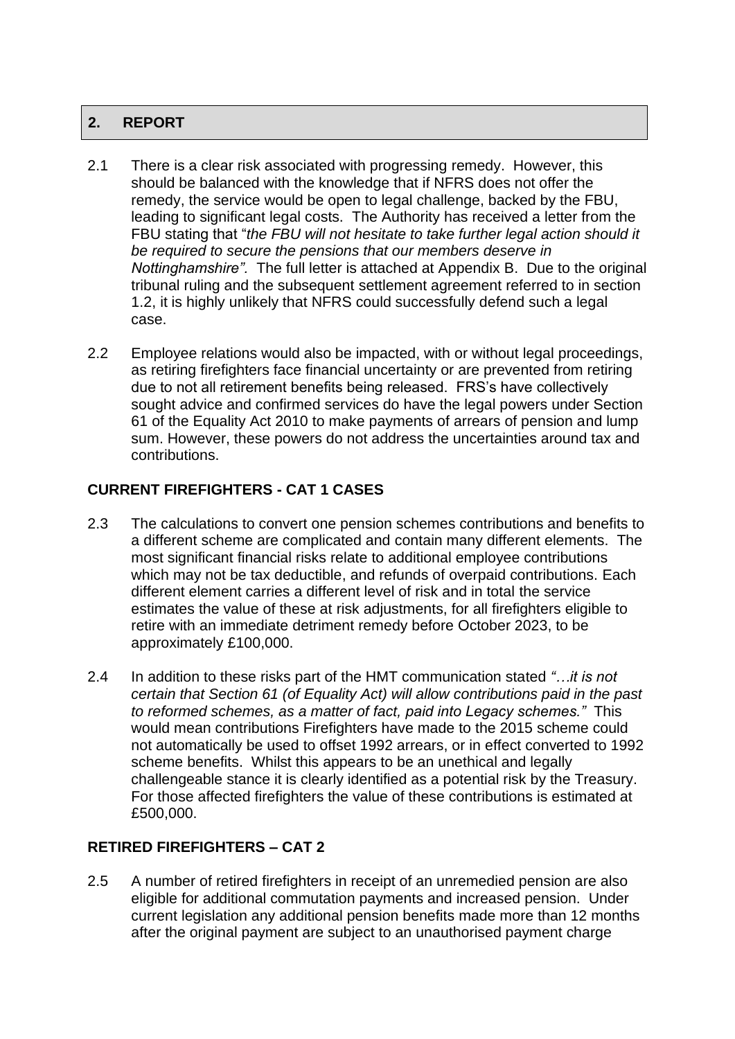## 2. REPORT

2.1 There is a clear risk associated with progressing remedy. However, this should be balanced with the knowledge that if NFRS does not offer the remedy, the service would be open to legal challenge, backed by the FBU, leading to significant legal costs. The Authority has received a letter from the FBU stating that "*the FBU will not hesitate to take further legal action should it be required to secure the pensions that our members deserve in Nottinghamshire".* The full letter is attached at Appendix B. Due to the original tribunal ruling and the subsequent settlement agreement referred to in section 1.2, it is highly unlikely that NFRS could successfully defend such a legal case.

2.2 Employee relations would also be impacted, with or without legal proceedings, as retiring firefighters face financial uncertainty or are prevented from retiring due to not all retirement benefits being released. FRS's have collectively sought advice and confirmed services do have the legal powers under Section 61 of the Equality Act 2010 to make payments of arrears of pension and lump sum. However, these powers do not address the uncertainties around tax and contributions.

**CURRENT FIREFIGHTERS - CAT 1 CASES**

2.3 The calculations to convert one pension schemes contributions and benefits to a different scheme are complicated and contain many different elements. The most significant financial risks relate to additional employee contributions which may not be tax deductible, and refunds of overpaid contributions. Each different element carries a different level of risk and in total the service estimates the value of these at risk adjustments, for all firefighters eligible to retire with an immediate detriment remedy before October 2023, to be approximately £100,000.

2.4 In addition to these risks part of the HMT communication stated *"…it is not certain that Section 61 (of Equality Act) will allow contributions paid in the past to reformed schemes, as a matter of fact, paid into Legacy schemes."* This would mean contributions Firefighters have made to the 2015 scheme could not automatically be used to offset 1992 arrears, or in effect converted to 1992 scheme benefits. Whilst this appears to be an unethical and legally challengeable stance it is clearly identified as a potential risk by the Treasury. For those affected firefighters the value of these contributions is estimated at £500,000.

**RETIRED FIREFIGHTERS – CAT 2**

2.5 A number of retired firefighters in receipt of an unremedied pension are also eligible for additional commutation payments and increased pension. Under current legislation any additional pension benefits made more than 12 months after the original payment are subject to an unauthorised payment charge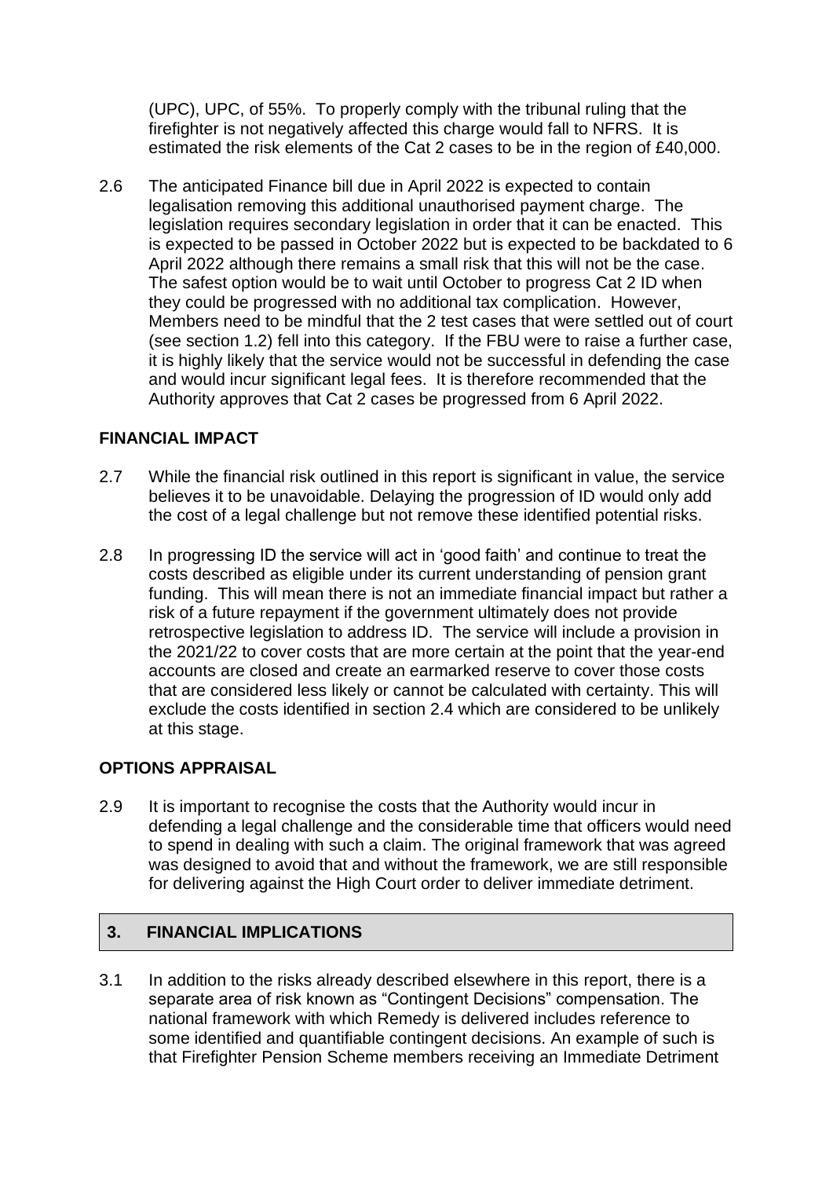(UPC), UPC, of 55%. To properly comply with the tribunal ruling that the firefighter is not negatively affected this charge would fall to NFRS. It is estimated the risk elements of the Cat 2 cases to be in the region of £40,000.

2.6 The anticipated Finance bill due in April 2022 is expected to contain legalisation removing this additional unauthorised payment charge. The legislation requires secondary legislation in order that it can be enacted. This is expected to be passed in October 2022 but is expected to be backdated to 6 April 2022 although there remains a small risk that this will not be the case. The safest option would be to wait until October to progress Cat 2 ID when they could be progressed with no additional tax complication. However, Members need to be mindful that the 2 test cases that were settled out of court (see section 1.2) fell into this category. If the FBU were to raise a further case, it is highly likely that the service would not be successful in defending the case and would incur significant legal fees. It is therefore recommended that the Authority approves that Cat 2 cases be progressed from 6 April 2022.

**FINANCIAL IMPACT**

2.7 While the financial risk outlined in this report is significant in value, the service believes it to be unavoidable. Delaying the progression of ID would only add the cost of a legal challenge but not remove these identified potential risks.

2.8 In progressing ID the service will act in 'good faith' and continue to treat the costs described as eligible under its current understanding of pension grant funding. This will mean there is not an immediate financial impact but rather a risk of a future repayment if the government ultimately does not provide retrospective legislation to address ID. The service will include a provision in the 2021/22 to cover costs that are more certain at the point that the year-end accounts are closed and create an earmarked reserve to cover those costs that are considered less likely or cannot be calculated with certainty. This will exclude the costs identified in section 2.4 which are considered to be unlikely at this stage.

**OPTIONS APPRAISAL**

2.9 It is important to recognise the costs that the Authority would incur in defending a legal challenge and the considerable time that officers would need to spend in dealing with such a claim. The original framework that was agreed was designed to avoid that and without the framework, we are still responsible for delivering against the High Court order to deliver immediate detriment.

## 3. FINANCIAL IMPLICATIONS

3.1 In addition to the risks already described elsewhere in this report, there is a separate area of risk known as "Contingent Decisions" compensation. The national framework with which Remedy is delivered includes reference to some identified and quantifiable contingent decisions. An example of such is that Firefighter Pension Scheme members receiving an Immediate Detriment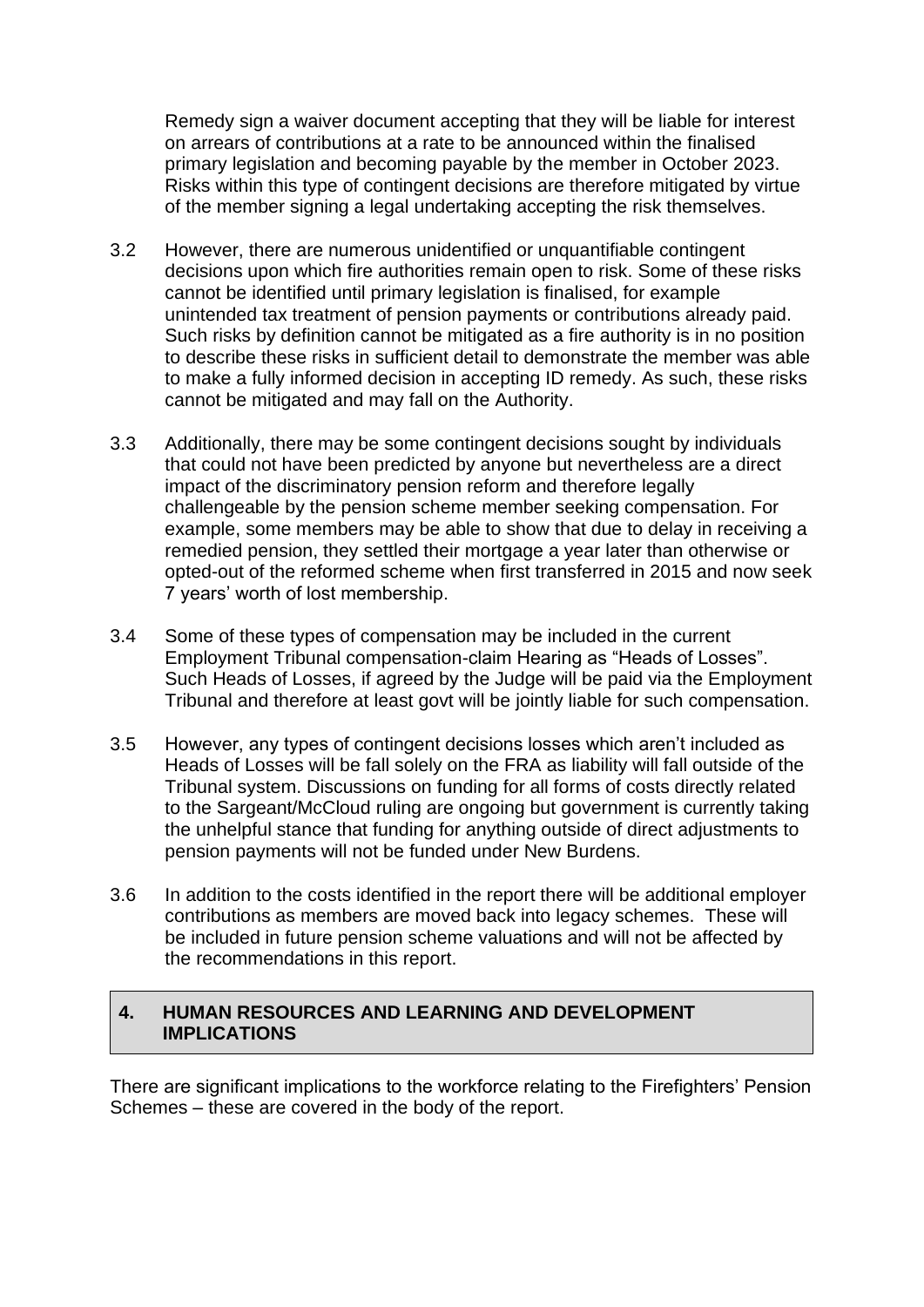Remedy sign a waiver document accepting that they will be liable for interest on arrears of contributions at a rate to be announced within the finalised primary legislation and becoming payable by the member in October 2023. Risks within this type of contingent decisions are therefore mitigated by virtue of the member signing a legal undertaking accepting the risk themselves.

3.2 However, there are numerous unidentified or unquantifiable contingent decisions upon which fire authorities remain open to risk. Some of these risks cannot be identified until primary legislation is finalised, for example unintended tax treatment of pension payments or contributions already paid. Such risks by definition cannot be mitigated as a fire authority is in no position to describe these risks in sufficient detail to demonstrate the member was able to make a fully informed decision in accepting ID remedy. As such, these risks cannot be mitigated and may fall on the Authority.

3.3 Additionally, there may be some contingent decisions sought by individuals that could not have been predicted by anyone but nevertheless are a direct impact of the discriminatory pension reform and therefore legally challengeable by the pension scheme member seeking compensation. For example, some members may be able to show that due to delay in receiving a remedied pension, they settled their mortgage a year later than otherwise or opted-out of the reformed scheme when first transferred in 2015 and now seek 7 years' worth of lost membership.

3.4 Some of these types of compensation may be included in the current Employment Tribunal compensation-claim Hearing as "Heads of Losses". Such Heads of Losses, if agreed by the Judge will be paid via the Employment Tribunal and therefore at least govt will be jointly liable for such compensation.

3.5 However, any types of contingent decisions losses which aren't included as Heads of Losses will be fall solely on the FRA as liability will fall outside of the Tribunal system. Discussions on funding for all forms of costs directly related to the Sargeant/McCloud ruling are ongoing but government is currently taking the unhelpful stance that funding for anything outside of direct adjustments to pension payments will not be funded under New Burdens.

3.6 In addition to the costs identified in the report there will be additional employer contributions as members are moved back into legacy schemes. These will be included in future pension scheme valuations and will not be affected by the recommendations in this report.

## 4. HUMAN RESOURCES AND LEARNING AND DEVELOPMENT IMPLICATIONS

There are significant implications to the workforce relating to the Firefighters' Pension Schemes – these are covered in the body of the report.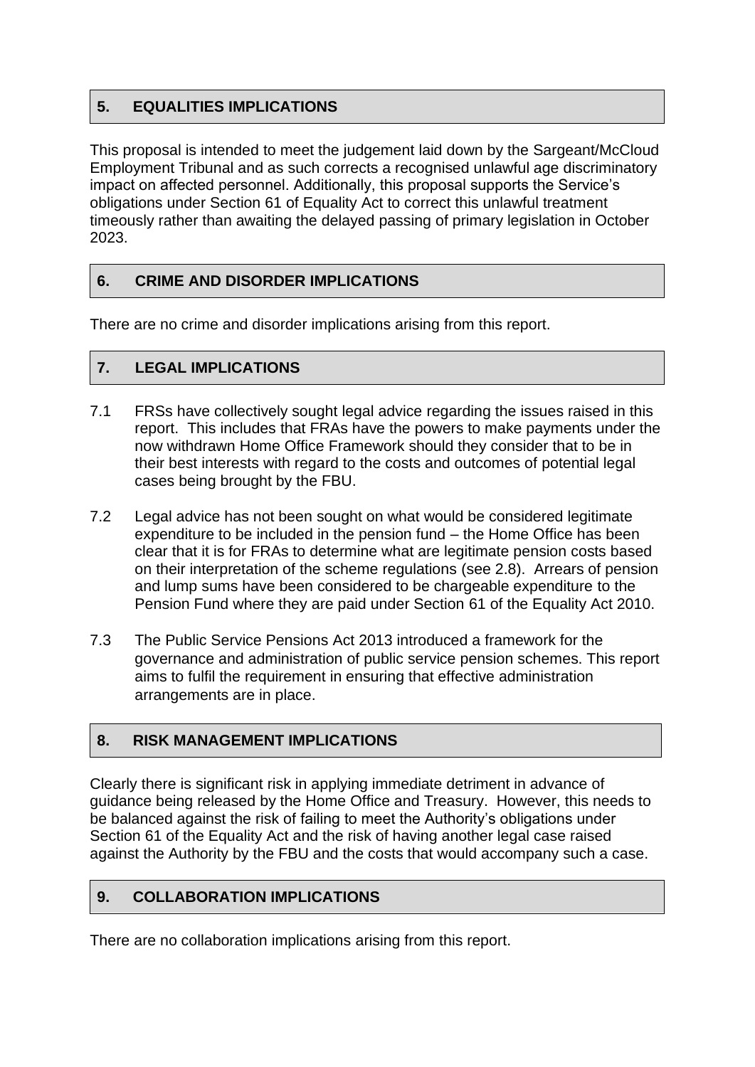## 5. EQUALITIES IMPLICATIONS

This proposal is intended to meet the judgement laid down by the Sargeant/McCloud Employment Tribunal and as such corrects a recognised unlawful age discriminatory impact on affected personnel. Additionally, this proposal supports the Service's obligations under Section 61 of Equality Act to correct this unlawful treatment timeously rather than awaiting the delayed passing of primary legislation in October 2023.

## 6. CRIME AND DISORDER IMPLICATIONS

There are no crime and disorder implications arising from this report.

## 7. LEGAL IMPLICATIONS

7.1 FRSs have collectively sought legal advice regarding the issues raised in this report. This includes that FRAs have the powers to make payments under the now withdrawn Home Office Framework should they consider that to be in their best interests with regard to the costs and outcomes of potential legal cases being brought by the FBU.

7.2 Legal advice has not been sought on what would be considered legitimate expenditure to be included in the pension fund – the Home Office has been clear that it is for FRAs to determine what are legitimate pension costs based on their interpretation of the scheme regulations (see 2.8). Arrears of pension and lump sums have been considered to be chargeable expenditure to the Pension Fund where they are paid under Section 61 of the Equality Act 2010.

7.3 The Public Service Pensions Act 2013 introduced a framework for the governance and administration of public service pension schemes. This report aims to fulfil the requirement in ensuring that effective administration arrangements are in place.

## 8. RISK MANAGEMENT IMPLICATIONS

Clearly there is significant risk in applying immediate detriment in advance of guidance being released by the Home Office and Treasury. However, this needs to be balanced against the risk of failing to meet the Authority's obligations under Section 61 of the Equality Act and the risk of having another legal case raised against the Authority by the FBU and the costs that would accompany such a case.

## 9. COLLABORATION IMPLICATIONS

There are no collaboration implications arising from this report.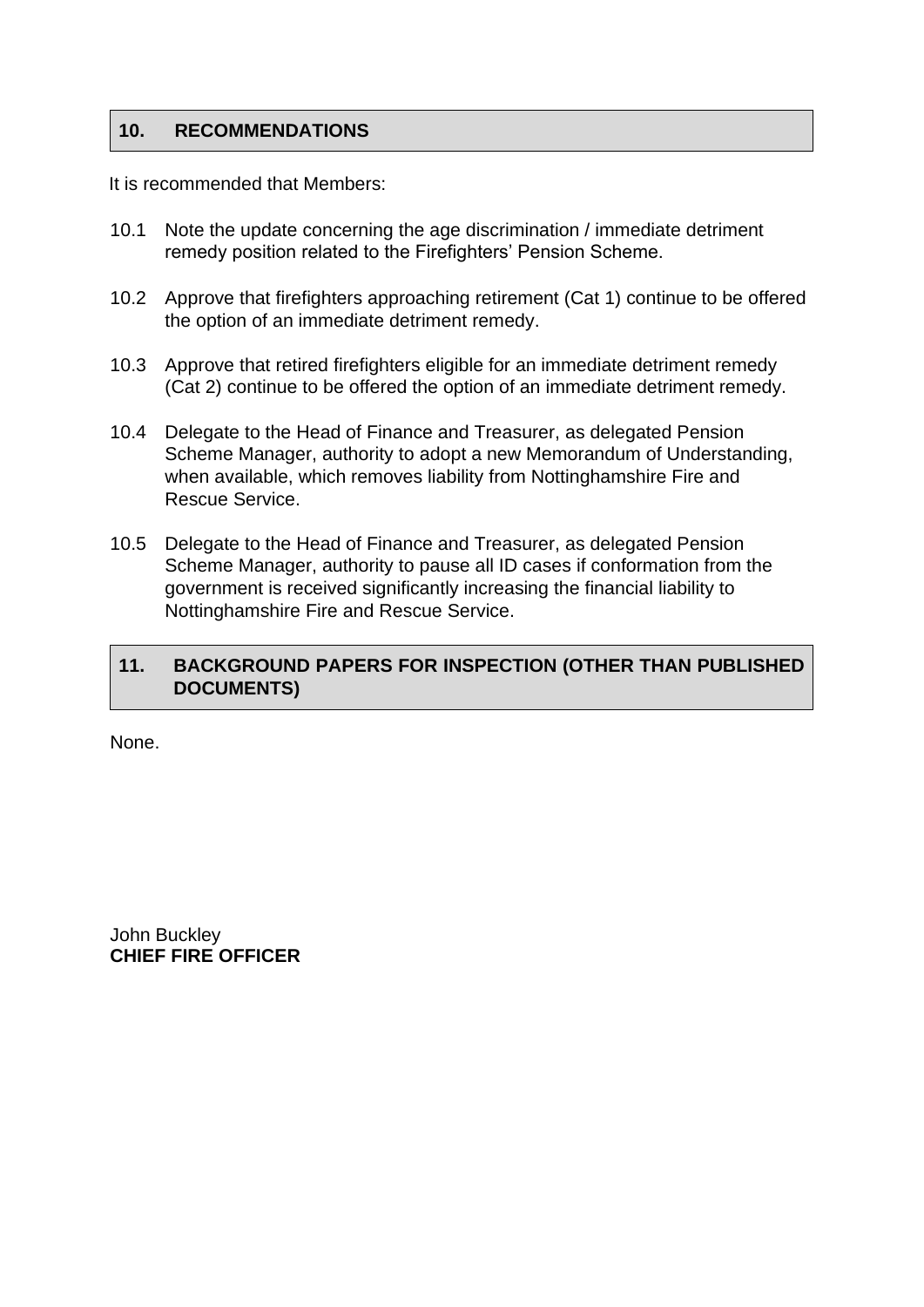## 10. RECOMMENDATIONS

It is recommended that Members:

10.1 Note the update concerning the age discrimination / immediate detriment remedy position related to the Firefighters' Pension Scheme.

10.2 Approve that firefighters approaching retirement (Cat 1) continue to be offered the option of an immediate detriment remedy.

10.3 Approve that retired firefighters eligible for an immediate detriment remedy (Cat 2) continue to be offered the option of an immediate detriment remedy.

10.4 Delegate to the Head of Finance and Treasurer, as delegated Pension Scheme Manager, authority to adopt a new Memorandum of Understanding, when available, which removes liability from Nottinghamshire Fire and Rescue Service.

10.5 Delegate to the Head of Finance and Treasurer, as delegated Pension Scheme Manager, authority to pause all ID cases if conformation from the government is received significantly increasing the financial liability to Nottinghamshire Fire and Rescue Service.

## 11. BACKGROUND PAPERS FOR INSPECTION (OTHER THAN PUBLISHED DOCUMENTS)

None.

John Buckley
**CHIEF FIRE OFFICER**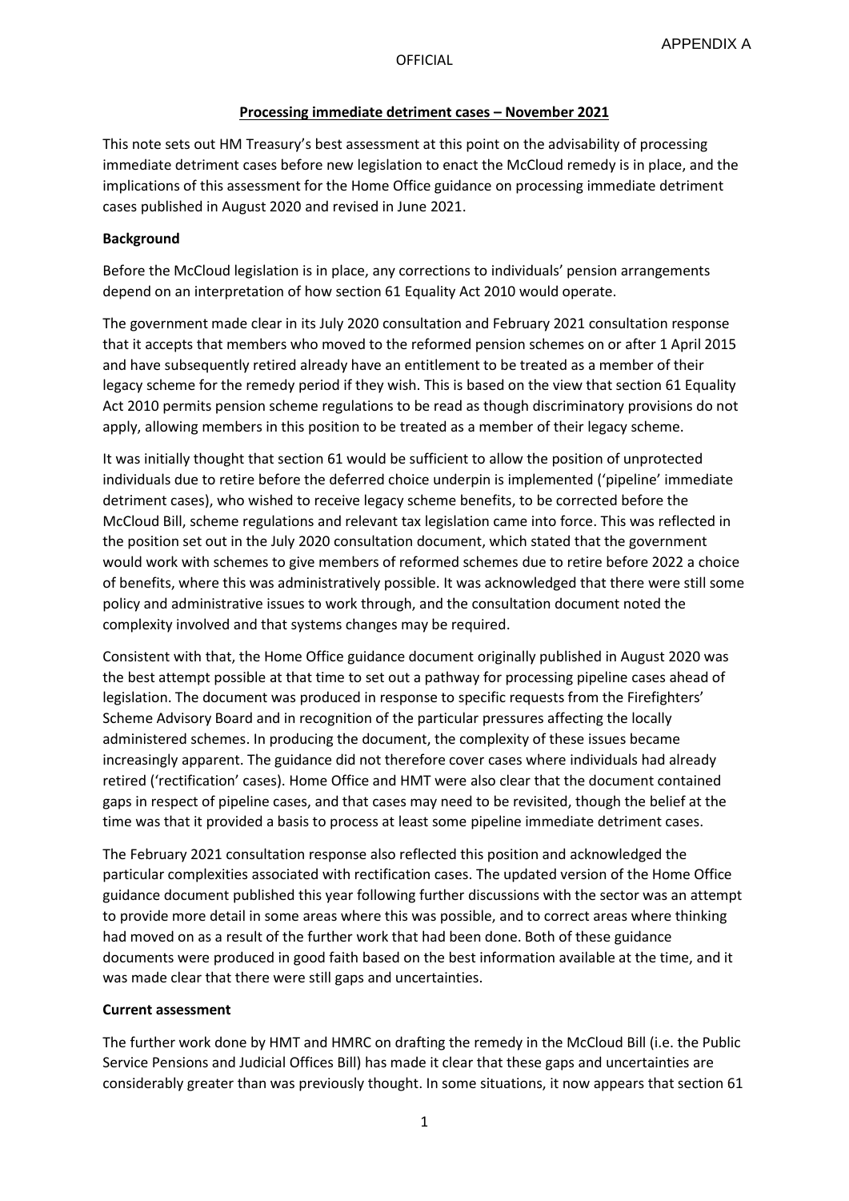APPENDIX A

# Processing immediate detriment cases – November 2021

This note sets out HM Treasury's best assessment at this point on the advisability of processing immediate detriment cases before new legislation to enact the McCloud remedy is in place, and the implications of this assessment for the Home Office guidance on processing immediate detriment cases published in August 2020 and revised in June 2021.

## Background

Before the McCloud legislation is in place, any corrections to individuals' pension arrangements depend on an interpretation of how section 61 Equality Act 2010 would operate.

The government made clear in its July 2020 consultation and February 2021 consultation response that it accepts that members who moved to the reformed pension schemes on or after 1 April 2015 and have subsequently retired already have an entitlement to be treated as a member of their legacy scheme for the remedy period if they wish. This is based on the view that section 61 Equality Act 2010 permits pension scheme regulations to be read as though discriminatory provisions do not apply, allowing members in this position to be treated as a member of their legacy scheme.

It was initially thought that section 61 would be sufficient to allow the position of unprotected individuals due to retire before the deferred choice underpin is implemented ('pipeline' immediate detriment cases), who wished to receive legacy scheme benefits, to be corrected before the McCloud Bill, scheme regulations and relevant tax legislation came into force. This was reflected in the position set out in the July 2020 consultation document, which stated that the government would work with schemes to give members of reformed schemes due to retire before 2022 a choice of benefits, where this was administratively possible. It was acknowledged that there were still some policy and administrative issues to work through, and the consultation document noted the complexity involved and that systems changes may be required.

Consistent with that, the Home Office guidance document originally published in August 2020 was the best attempt possible at that time to set out a pathway for processing pipeline cases ahead of legislation. The document was produced in response to specific requests from the Firefighters' Scheme Advisory Board and in recognition of the particular pressures affecting the locally administered schemes. In producing the document, the complexity of these issues became increasingly apparent. The guidance did not therefore cover cases where individuals had already retired ('rectification' cases). Home Office and HMT were also clear that the document contained gaps in respect of pipeline cases, and that cases may need to be revisited, though the belief at the time was that it provided a basis to process at least some pipeline immediate detriment cases.

The February 2021 consultation response also reflected this position and acknowledged the particular complexities associated with rectification cases. The updated version of the Home Office guidance document published this year following further discussions with the sector was an attempt to provide more detail in some areas where this was possible, and to correct areas where thinking had moved on as a result of the further work that had been done. Both of these guidance documents were produced in good faith based on the best information available at the time, and it was made clear that there were still gaps and uncertainties.

## Current assessment

The further work done by HMT and HMRC on drafting the remedy in the McCloud Bill (i.e. the Public Service Pensions and Judicial Offices Bill) has made it clear that these gaps and uncertainties are considerably greater than was previously thought. In some situations, it now appears that section 61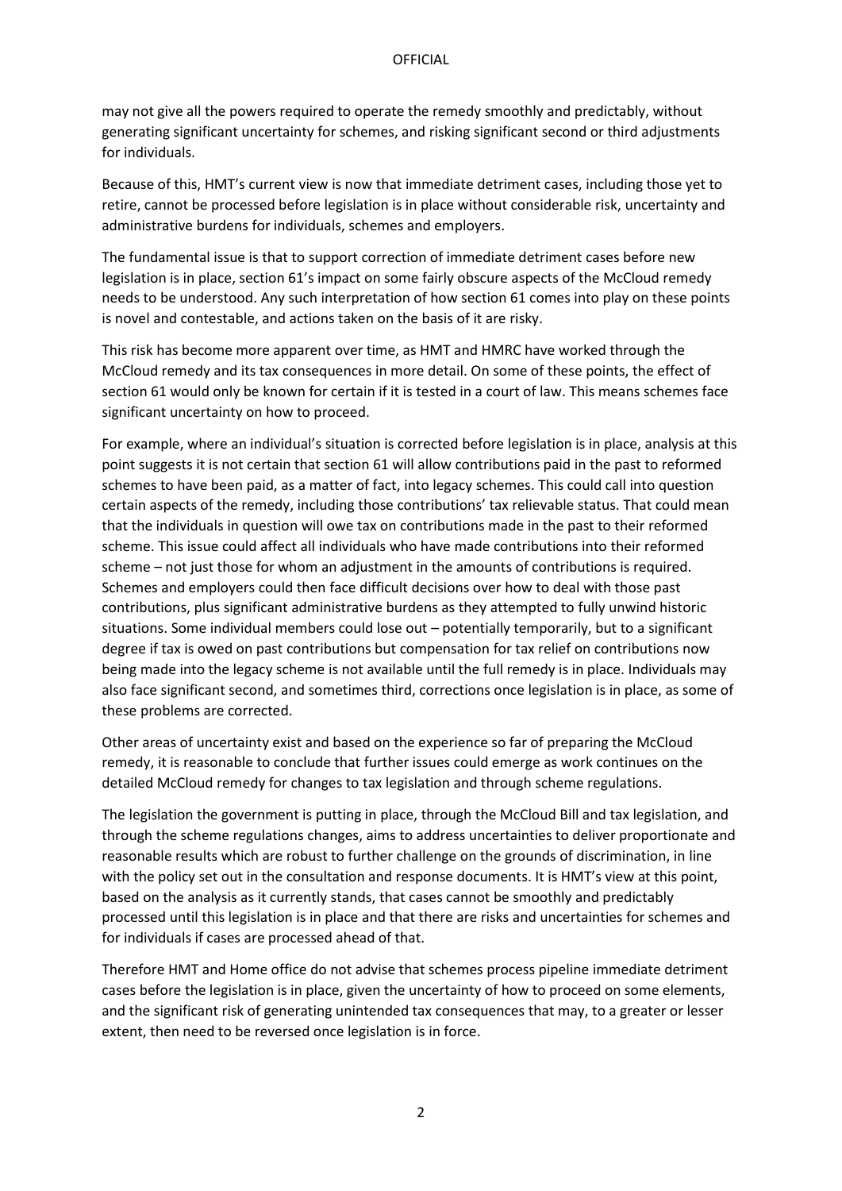may not give all the powers required to operate the remedy smoothly and predictably, without generating significant uncertainty for schemes, and risking significant second or third adjustments for individuals.

Because of this, HMT's current view is now that immediate detriment cases, including those yet to retire, cannot be processed before legislation is in place without considerable risk, uncertainty and administrative burdens for individuals, schemes and employers.

The fundamental issue is that to support correction of immediate detriment cases before new legislation is in place, section 61's impact on some fairly obscure aspects of the McCloud remedy needs to be understood. Any such interpretation of how section 61 comes into play on these points is novel and contestable, and actions taken on the basis of it are risky.

This risk has become more apparent over time, as HMT and HMRC have worked through the McCloud remedy and its tax consequences in more detail. On some of these points, the effect of section 61 would only be known for certain if it is tested in a court of law. This means schemes face significant uncertainty on how to proceed.

For example, where an individual's situation is corrected before legislation is in place, analysis at this point suggests it is not certain that section 61 will allow contributions paid in the past to reformed schemes to have been paid, as a matter of fact, into legacy schemes. This could call into question certain aspects of the remedy, including those contributions' tax relievable status. That could mean that the individuals in question will owe tax on contributions made in the past to their reformed scheme. This issue could affect all individuals who have made contributions into their reformed scheme – not just those for whom an adjustment in the amounts of contributions is required. Schemes and employers could then face difficult decisions over how to deal with those past contributions, plus significant administrative burdens as they attempted to fully unwind historic situations. Some individual members could lose out – potentially temporarily, but to a significant degree if tax is owed on past contributions but compensation for tax relief on contributions now being made into the legacy scheme is not available until the full remedy is in place. Individuals may also face significant second, and sometimes third, corrections once legislation is in place, as some of these problems are corrected.

Other areas of uncertainty exist and based on the experience so far of preparing the McCloud remedy, it is reasonable to conclude that further issues could emerge as work continues on the detailed McCloud remedy for changes to tax legislation and through scheme regulations.

The legislation the government is putting in place, through the McCloud Bill and tax legislation, and through the scheme regulations changes, aims to address uncertainties to deliver proportionate and reasonable results which are robust to further challenge on the grounds of discrimination, in line with the policy set out in the consultation and response documents. It is HMT's view at this point, based on the analysis as it currently stands, that cases cannot be smoothly and predictably processed until this legislation is in place and that there are risks and uncertainties for schemes and for individuals if cases are processed ahead of that.

Therefore HMT and Home office do not advise that schemes process pipeline immediate detriment cases before the legislation is in place, given the uncertainty of how to proceed on some elements, and the significant risk of generating unintended tax consequences that may, to a greater or lesser extent, then need to be reversed once legislation is in force.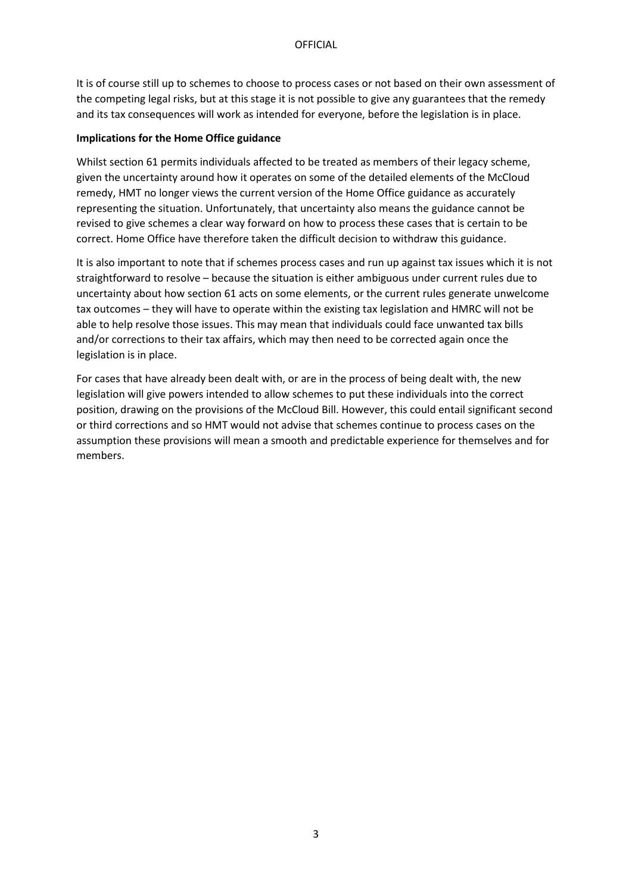It is of course still up to schemes to choose to process cases or not based on their own assessment of the competing legal risks, but at this stage it is not possible to give any guarantees that the remedy and its tax consequences will work as intended for everyone, before the legislation is in place.

**Implications for the Home Office guidance**

Whilst section 61 permits individuals affected to be treated as members of their legacy scheme, given the uncertainty around how it operates on some of the detailed elements of the McCloud remedy, HMT no longer views the current version of the Home Office guidance as accurately representing the situation. Unfortunately, that uncertainty also means the guidance cannot be revised to give schemes a clear way forward on how to process these cases that is certain to be correct. Home Office have therefore taken the difficult decision to withdraw this guidance.

It is also important to note that if schemes process cases and run up against tax issues which it is not straightforward to resolve – because the situation is either ambiguous under current rules due to uncertainty about how section 61 acts on some elements, or the current rules generate unwelcome tax outcomes – they will have to operate within the existing tax legislation and HMRC will not be able to help resolve those issues. This may mean that individuals could face unwanted tax bills and/or corrections to their tax affairs, which may then need to be corrected again once the legislation is in place.

For cases that have already been dealt with, or are in the process of being dealt with, the new legislation will give powers intended to allow schemes to put these individuals into the correct position, drawing on the provisions of the McCloud Bill. However, this could entail significant second or third corrections and so HMT would not advise that schemes continue to process cases on the assumption these provisions will mean a smooth and predictable experience for themselves and for members.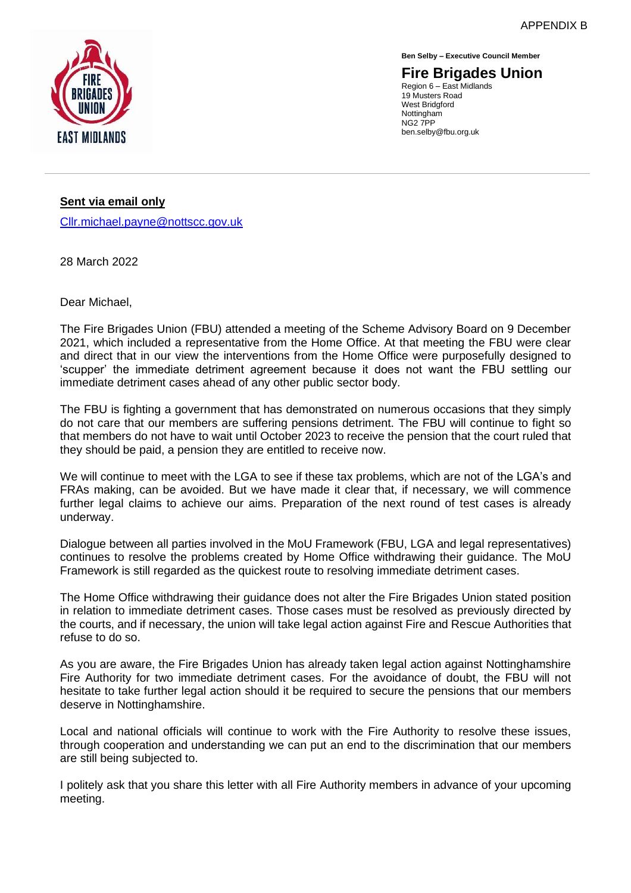APPENDIX B

**Ben Selby – Executive Council Member**

**Fire Brigades Union**
Region 6 – East Midlands
19 Musters Road
West Bridgford
Nottingham
NG2 7PP
ben.selby@fbu.org.uk

**Sent via email only**

Cllr.michael.payne@nottscc.gov.uk

28 March 2022

Dear Michael,

The Fire Brigades Union (FBU) attended a meeting of the Scheme Advisory Board on 9 December 2021, which included a representative from the Home Office. At that meeting the FBU were clear and direct that in our view the interventions from the Home Office were purposefully designed to 'scupper' the immediate detriment agreement because it does not want the FBU settling our immediate detriment cases ahead of any other public sector body.

The FBU is fighting a government that has demonstrated on numerous occasions that they simply do not care that our members are suffering pensions detriment. The FBU will continue to fight so that members do not have to wait until October 2023 to receive the pension that the court ruled that they should be paid, a pension they are entitled to receive now.

We will continue to meet with the LGA to see if these tax problems, which are not of the LGA's and FRAs making, can be avoided. But we have made it clear that, if necessary, we will commence further legal claims to achieve our aims. Preparation of the next round of test cases is already underway.

Dialogue between all parties involved in the MoU Framework (FBU, LGA and legal representatives) continues to resolve the problems created by Home Office withdrawing their guidance. The MoU Framework is still regarded as the quickest route to resolving immediate detriment cases.

The Home Office withdrawing their guidance does not alter the Fire Brigades Union stated position in relation to immediate detriment cases. Those cases must be resolved as previously directed by the courts, and if necessary, the union will take legal action against Fire and Rescue Authorities that refuse to do so.

As you are aware, the Fire Brigades Union has already taken legal action against Nottinghamshire Fire Authority for two immediate detriment cases. For the avoidance of doubt, the FBU will not hesitate to take further legal action should it be required to secure the pensions that our members deserve in Nottinghamshire.

Local and national officials will continue to work with the Fire Authority to resolve these issues, through cooperation and understanding we can put an end to the discrimination that our members are still being subjected to.

I politely ask that you share this letter with all Fire Authority members in advance of your upcoming meeting.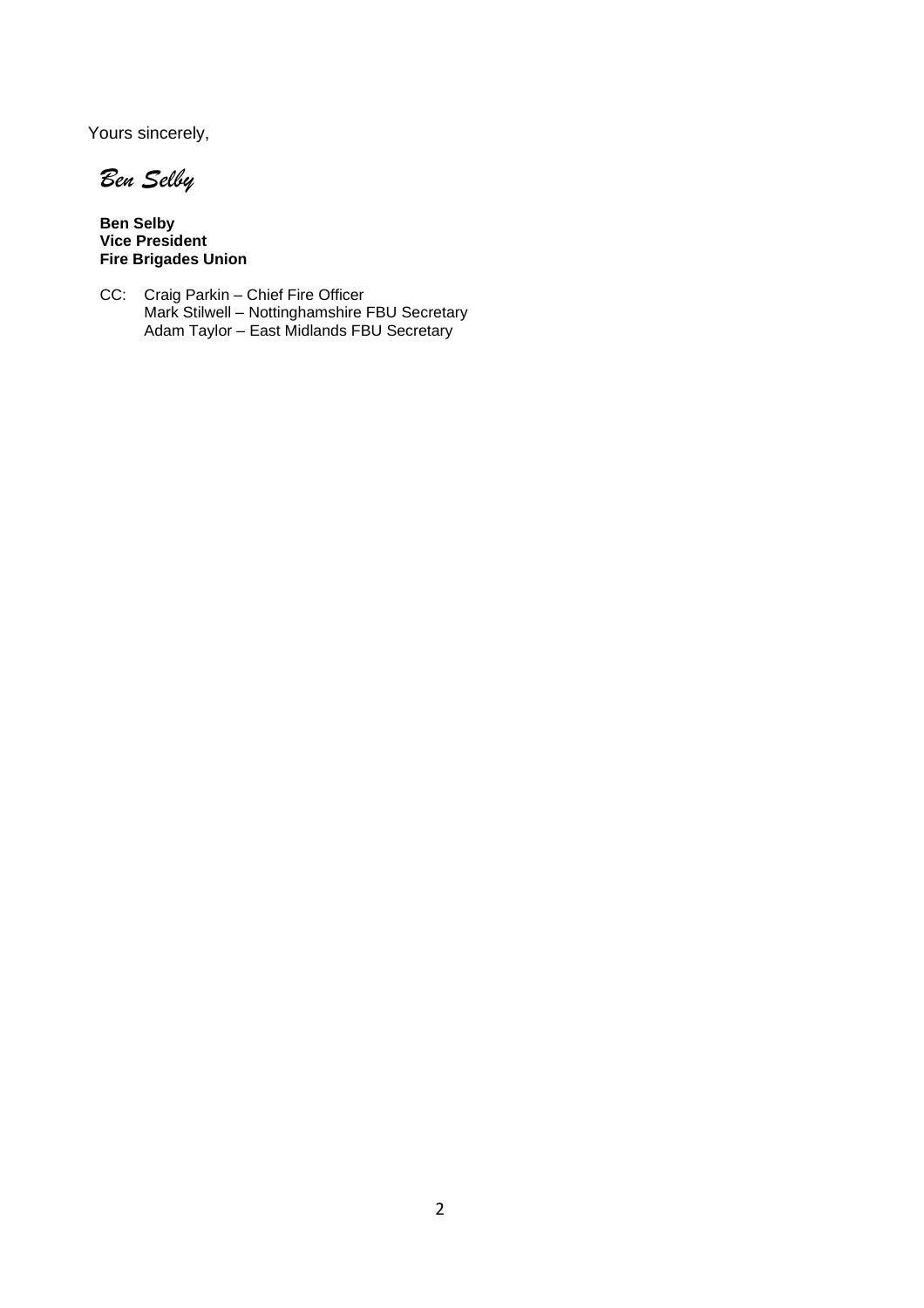Yours sincerely,

*Ben Selby*

**Ben Selby**
**Vice President**
**Fire Brigades Union**

CC: Craig Parkin – Chief Fire Officer
Mark Stilwell – Nottinghamshire FBU Secretary
Adam Taylor – East Midlands FBU Secretary